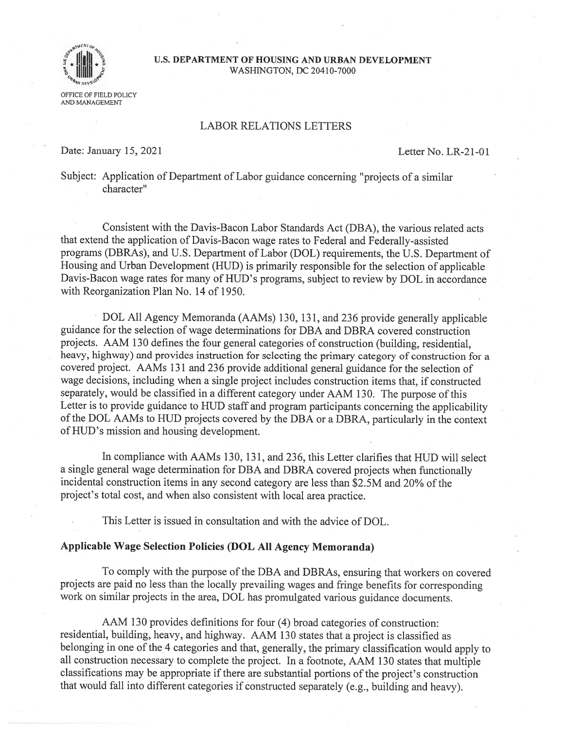U.S. DEPARTMENT OF HOUSING AND URBAN DEVELOPMENT
WASHINGTON, DC 20410-7000

OFFICE OF FIELD POLICY
AND MANAGEMENT

# LABOR RELATIONS LETTERS

Date: January 15, 2021

Letter No. LR-21-01

Subject: Application of Department of Labor guidance concerning "projects of a similar character"

Consistent with the Davis-Bacon Labor Standards Act (DBA), the various related acts that extend the application of Davis-Bacon wage rates to Federal and Federally-assisted programs (DBRAs), and U.S. Department of Labor (DOL) requirements, the U.S. Department of Housing and Urban Development (HUD) is primarily responsible for the selection of applicable Davis-Bacon wage rates for many of HUD's programs, subject to review by DOL in accordance with Reorganization Plan No. 14 of 1950.

DOL All Agency Memoranda (AAMs) 130, 131, and 236 provide generally applicable guidance for the selection of wage determinations for DBA and DBRA covered construction projects. AAM 130 defines the four general categories of construction (building, residential, heavy, highway) and provides instruction for selecting the primary category of construction for a covered project. AAMs 131 and 236 provide additional general guidance for the selection of wage decisions, including when a single project includes construction items that, if constructed separately, would be classified in a different category under AAM 130. The purpose of this Letter is to provide guidance to HUD staff and program participants concerning the applicability of the DOL AAMs to HUD projects covered by the DBA or a DBRA, particularly in the context of HUD's mission and housing development.

In compliance with AAMs 130, 131, and 236, this Letter clarifies that HUD will select a single general wage determination for DBA and DBRA covered projects when functionally incidental construction items in any second category are less than \$2.5M and 20% of the project's total cost, and when also consistent with local area practice.

This Letter is issued in consultation and with the advice of DOL.

## Applicable Wage Selection Policies (DOL All Agency Memoranda)

To comply with the purpose of the DBA and DBRAs, ensuring that workers on covered projects are paid no less than the locally prevailing wages and fringe benefits for corresponding work on similar projects in the area, DOL has promulgated various guidance documents.

AAM 130 provides definitions for four (4) broad categories of construction: residential, building, heavy, and highway. AAM 130 states that a project is classified as belonging in one of the 4 categories and that, generally, the primary classification would apply to all construction necessary to complete the project. In a footnote, AAM 130 states that multiple classifications may be appropriate if there are substantial portions of the project's construction that would fall into different categories if constructed separately (e.g., building and heavy).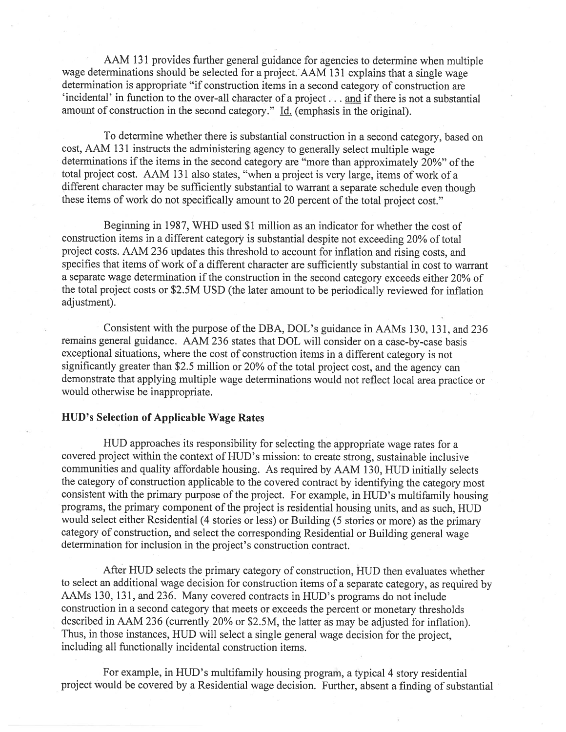AAM 131 provides further general guidance for agencies to determine when multiple wage determinations should be selected for a project. AAM 131 explains that a single wage determination is appropriate "if construction items in a second category of construction are 'incidental' in function to the over-all character of a project . . . <u>and</u> if there is not a substantial amount of construction in the second category." <u>Id.</u> (emphasis in the original).

To determine whether there is substantial construction in a second category, based on cost, AAM 131 instructs the administering agency to generally select multiple wage determinations if the items in the second category are "more than approximately 20%" of the total project cost. AAM 131 also states, "when a project is very large, items of work of a different character may be sufficiently substantial to warrant a separate schedule even though these items of work do not specifically amount to 20 percent of the total project cost."

Beginning in 1987, WHD used $1 million as an indicator for whether the cost of construction items in a different category is substantial despite not exceeding 20% of total project costs. AAM 236 updates this threshold to account for inflation and rising costs, and specifies that items of work of a different character are sufficiently substantial in cost to warrant a separate wage determination if the construction in the second category exceeds either 20% of the total project costs or $2.5M USD (the later amount to be periodically reviewed for inflation adjustment).

Consistent with the purpose of the DBA, DOL's guidance in AAMs 130, 131, and 236 remains general guidance. AAM 236 states that DOL will consider on a case-by-case basis exceptional situations, where the cost of construction items in a different category is not significantly greater than $2.5 million or 20% of the total project cost, and the agency can demonstrate that applying multiple wage determinations would not reflect local area practice or would otherwise be inappropriate.

**HUD's Selection of Applicable Wage Rates**

HUD approaches its responsibility for selecting the appropriate wage rates for a covered project within the context of HUD's mission: to create strong, sustainable inclusive communities and quality affordable housing. As required by AAM 130, HUD initially selects the category of construction applicable to the covered contract by identifying the category most consistent with the primary purpose of the project. For example, in HUD's multifamily housing programs, the primary component of the project is residential housing units, and as such, HUD would select either Residential (4 stories or less) or Building (5 stories or more) as the primary category of construction, and select the corresponding Residential or Building general wage determination for inclusion in the project's construction contract.

After HUD selects the primary category of construction, HUD then evaluates whether to select an additional wage decision for construction items of a separate category, as required by AAMs 130, 131, and 236. Many covered contracts in HUD's programs do not include construction in a second category that meets or exceeds the percent or monetary thresholds described in AAM 236 (currently 20% or $2.5M, the latter as may be adjusted for inflation). Thus, in those instances, HUD will select a single general wage decision for the project, including all functionally incidental construction items.

For example, in HUD's multifamily housing program, a typical 4 story residential project would be covered by a Residential wage decision. Further, absent a finding of substantial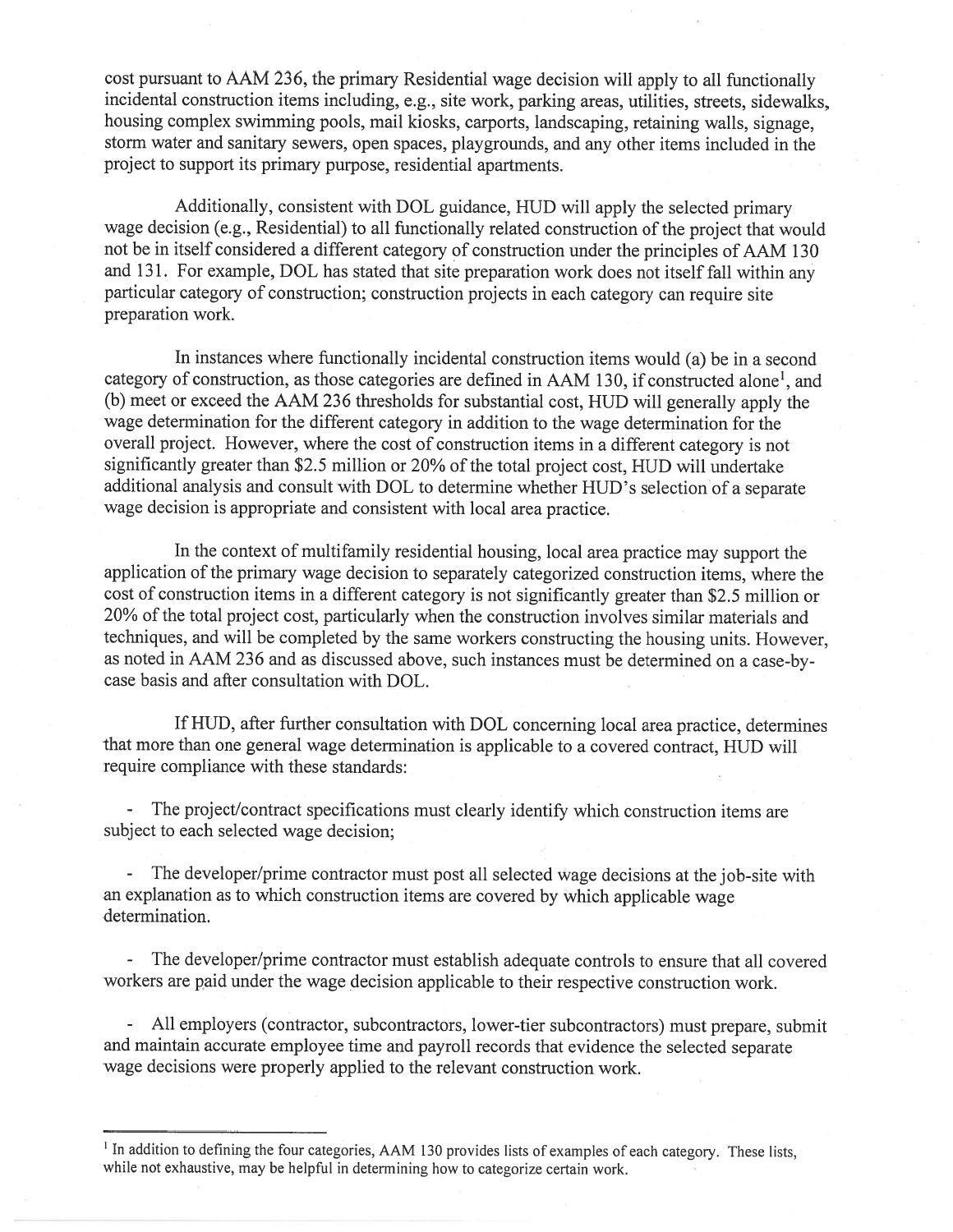cost pursuant to AAM 236, the primary Residential wage decision will apply to all functionally incidental construction items including, e.g., site work, parking areas, utilities, streets, sidewalks, housing complex swimming pools, mail kiosks, carports, landscaping, retaining walls, signage, storm water and sanitary sewers, open spaces, playgrounds, and any other items included in the project to support its primary purpose, residential apartments.

Additionally, consistent with DOL guidance, HUD will apply the selected primary wage decision (e.g., Residential) to all functionally related construction of the project that would not be in itself considered a different category of construction under the principles of AAM 130 and 131. For example, DOL has stated that site preparation work does not itself fall within any particular category of construction; construction projects in each category can require site preparation work.

In instances where functionally incidental construction items would (a) be in a second category of construction, as those categories are defined in AAM 130, if constructed alone[1], and (b) meet or exceed the AAM 236 thresholds for substantial cost, HUD will generally apply the wage determination for the different category in addition to the wage determination for the overall project. However, where the cost of construction items in a different category is not significantly greater than $2.5 million or 20% of the total project cost, HUD will undertake additional analysis and consult with DOL to determine whether HUD's selection of a separate wage decision is appropriate and consistent with local area practice.

In the context of multifamily residential housing, local area practice may support the application of the primary wage decision to separately categorized construction items, where the cost of construction items in a different category is not significantly greater than $2.5 million or 20% of the total project cost, particularly when the construction involves similar materials and techniques, and will be completed by the same workers constructing the housing units. However, as noted in AAM 236 and as discussed above, such instances must be determined on a case-by-case basis and after consultation with DOL.

If HUD, after further consultation with DOL concerning local area practice, determines that more than one general wage determination is applicable to a covered contract, HUD will require compliance with these standards:

- The project/contract specifications must clearly identify which construction items are subject to each selected wage decision;

- The developer/prime contractor must post all selected wage decisions at the job-site with an explanation as to which construction items are covered by which applicable wage determination.

- The developer/prime contractor must establish adequate controls to ensure that all covered workers are paid under the wage decision applicable to their respective construction work.

- All employers (contractor, subcontractors, lower-tier subcontractors) must prepare, submit and maintain accurate employee time and payroll records that evidence the selected separate wage decisions were properly applied to the relevant construction work.

---

[1] In addition to defining the four categories, AAM 130 provides lists of examples of each category. These lists, while not exhaustive, may be helpful in determining how to categorize certain work.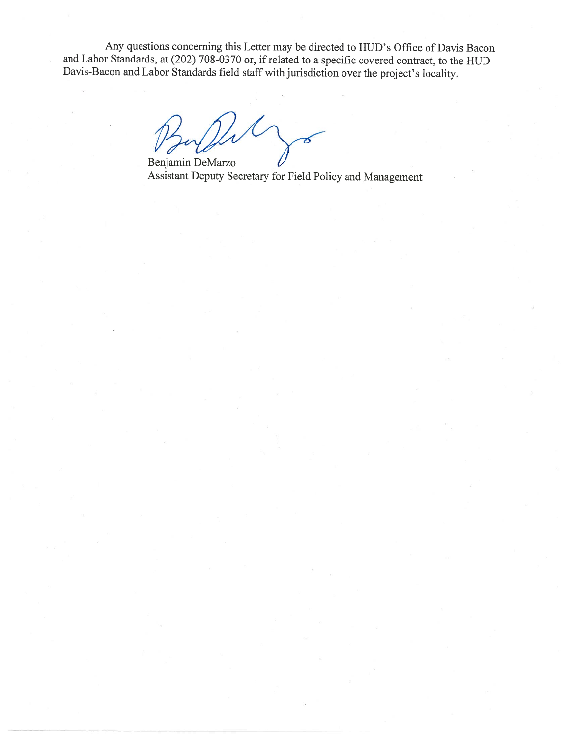Any questions concerning this Letter may be directed to HUD's Office of Davis Bacon and Labor Standards, at (202) 708-0370 or, if related to a specific covered contract, to the HUD Davis-Bacon and Labor Standards field staff with jurisdiction over the project's locality.

Benjamin DeMarzo
Assistant Deputy Secretary for Field Policy and Management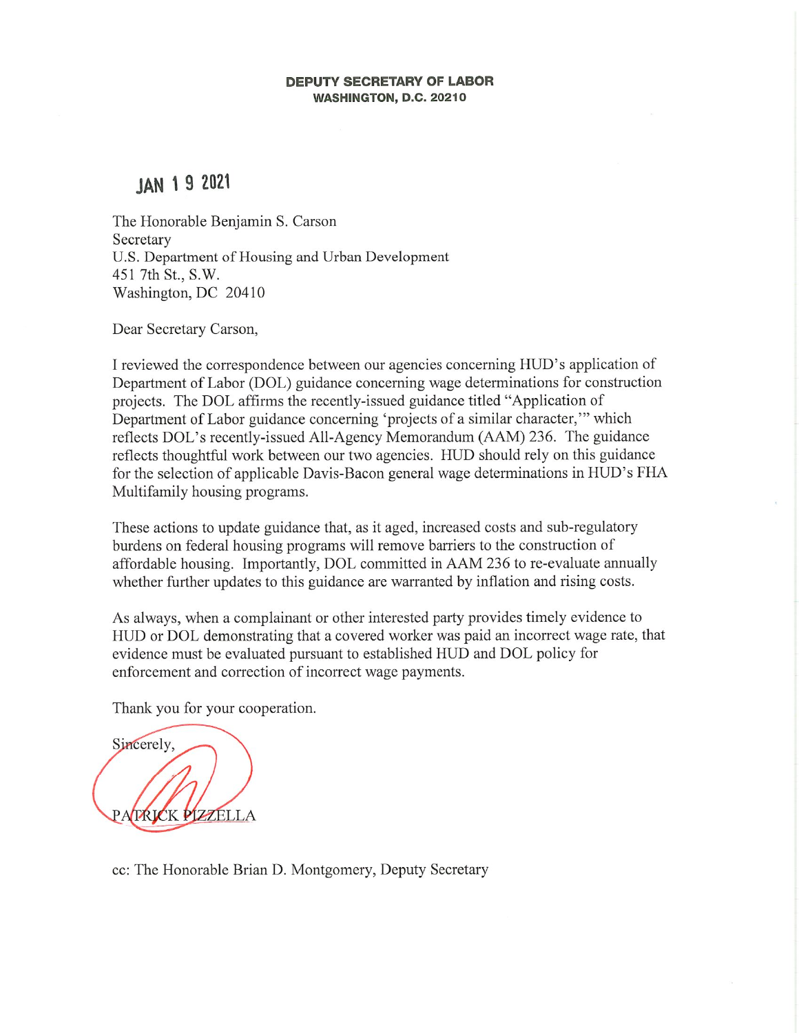**DEPUTY SECRETARY OF LABOR**
**WASHINGTON, D.C. 20210**

JAN 19 2021

The Honorable Benjamin S. Carson
Secretary
U.S. Department of Housing and Urban Development
451 7th St., S.W.
Washington, DC 20410

Dear Secretary Carson,

I reviewed the correspondence between our agencies concerning HUD's application of Department of Labor (DOL) guidance concerning wage determinations for construction projects. The DOL affirms the recently-issued guidance titled "Application of Department of Labor guidance concerning 'projects of a similar character,'" which reflects DOL's recently-issued All-Agency Memorandum (AAM) 236. The guidance reflects thoughtful work between our two agencies. HUD should rely on this guidance for the selection of applicable Davis-Bacon general wage determinations in HUD's FHA Multifamily housing programs.

These actions to update guidance that, as it aged, increased costs and sub-regulatory burdens on federal housing programs will remove barriers to the construction of affordable housing. Importantly, DOL committed in AAM 236 to re-evaluate annually whether further updates to this guidance are warranted by inflation and rising costs.

As always, when a complainant or other interested party provides timely evidence to HUD or DOL demonstrating that a covered worker was paid an incorrect wage rate, that evidence must be evaluated pursuant to established HUD and DOL policy for enforcement and correction of incorrect wage payments.

Thank you for your cooperation.

Sincerely,

PATRICK PIZZELLA

cc: The Honorable Brian D. Montgomery, Deputy Secretary